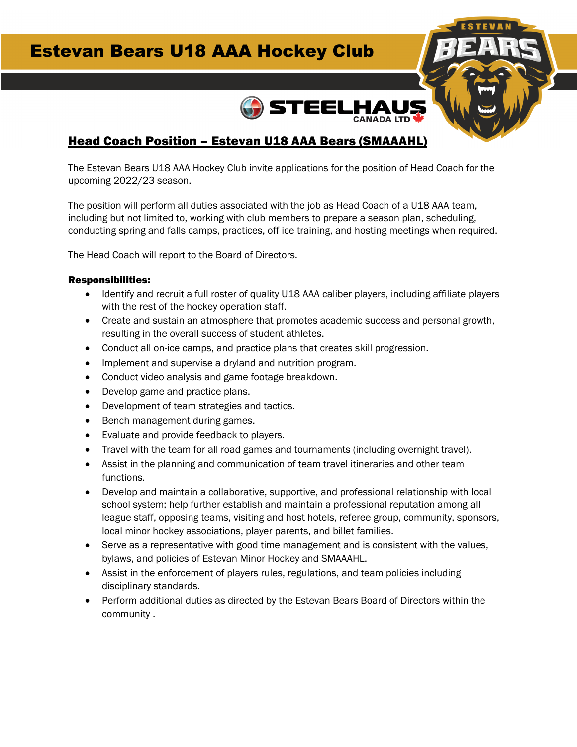# Estevan Bears U18 AAA Hockey Club

STEELHAUS CANADA LTD

## Head Coach Position – Estevan U18 AAA Bears (SMAAAHL)

The Estevan Bears U18 AAA Hockey Club invite applications for the position of Head Coach for the upcoming 2022/23 season.

The position will perform all duties associated with the job as Head Coach of a U18 AAA team, including but not limited to, working with club members to prepare a season plan, scheduling, conducting spring and falls camps, practices, off ice training, and hosting meetings when required.

The Head Coach will report to the Board of Directors.

**Responsibilities:**

- Identify and recruit a full roster of quality U18 AAA caliber players, including affiliate players with the rest of the hockey operation staff.
- Create and sustain an atmosphere that promotes academic success and personal growth, resulting in the overall success of student athletes.
- Conduct all on-ice camps, and practice plans that creates skill progression.
- Implement and supervise a dryland and nutrition program.
- Conduct video analysis and game footage breakdown.
- Develop game and practice plans.
- Development of team strategies and tactics.
- Bench management during games.
- Evaluate and provide feedback to players.
- Travel with the team for all road games and tournaments (including overnight travel).
- Assist in the planning and communication of team travel itineraries and other team functions.
- Develop and maintain a collaborative, supportive, and professional relationship with local school system; help further establish and maintain a professional reputation among all league staff, opposing teams, visiting and host hotels, referee group, community, sponsors, local minor hockey associations, player parents, and billet families.
- Serve as a representative with good time management and is consistent with the values, bylaws, and policies of Estevan Minor Hockey and SMAAAHL.
- Assist in the enforcement of players rules, regulations, and team policies including disciplinary standards.
- Perform additional duties as directed by the Estevan Bears Board of Directors within the community .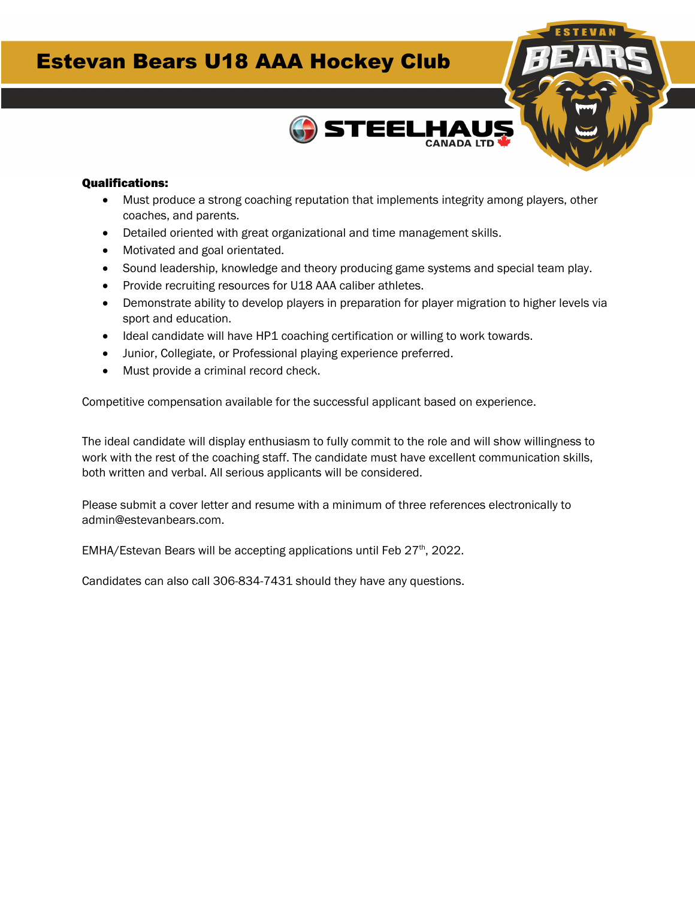# Estevan Bears U18 AAA Hockey Club

STEELHAUS CANADA LTD

**Qualifications:**

- Must produce a strong coaching reputation that implements integrity among players, other coaches, and parents.
- Detailed oriented with great organizational and time management skills.
- Motivated and goal orientated.
- Sound leadership, knowledge and theory producing game systems and special team play.
- Provide recruiting resources for U18 AAA caliber athletes.
- Demonstrate ability to develop players in preparation for player migration to higher levels via sport and education.
- Ideal candidate will have HP1 coaching certification or willing to work towards.
- Junior, Collegiate, or Professional playing experience preferred.
- Must provide a criminal record check.

Competitive compensation available for the successful applicant based on experience.

The ideal candidate will display enthusiasm to fully commit to the role and will show willingness to work with the rest of the coaching staff. The candidate must have excellent communication skills, both written and verbal. All serious applicants will be considered.

Please submit a cover letter and resume with a minimum of three references electronically to admin@estevanbears.com.

EMHA/Estevan Bears will be accepting applications until Feb 27th, 2022.

Candidates can also call 306-834-7431 should they have any questions.